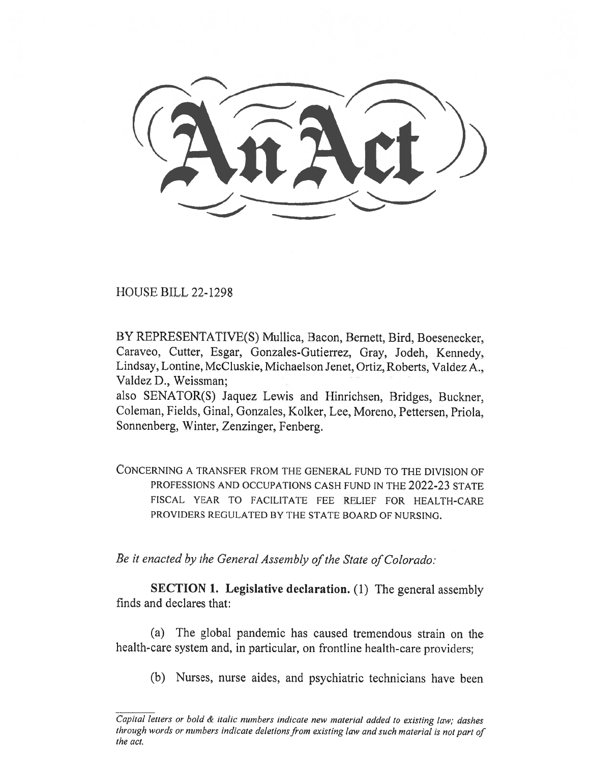# An Act

HOUSE BILL 22-1298

BY REPRESENTATIVE(S) Mullica, Bacon, Bernett, Bird, Boesenecker, Caraveo, Cutter, Esgar, Gonzales-Gutierrez, Gray, Jodeh, Kennedy, Lindsay, Lontine, McCluskie, Michaelson Jenet, Ortiz, Roberts, Valdez A., Valdez D., Weissman;
also SENATOR(S) Jaquez Lewis and Hinrichsen, Bridges, Buckner, Coleman, Fields, Ginal, Gonzales, Kolker, Lee, Moreno, Pettersen, Priola, Sonnenberg, Winter, Zenzinger, Fenberg.

CONCERNING A TRANSFER FROM THE GENERAL FUND TO THE DIVISION OF PROFESSIONS AND OCCUPATIONS CASH FUND IN THE 2022-23 STATE FISCAL YEAR TO FACILITATE FEE RELIEF FOR HEALTH-CARE PROVIDERS REGULATED BY THE STATE BOARD OF NURSING.

*Be it enacted by the General Assembly of the State of Colorado:*

**SECTION 1. Legislative declaration.** (1) The general assembly finds and declares that:

(a) The global pandemic has caused tremendous strain on the health-care system and, in particular, on frontline health-care providers;

(b) Nurses, nurse aides, and psychiatric technicians have been

*Capital letters or bold & italic numbers indicate new material added to existing law; dashes through words or numbers indicate deletions from existing law and such material is not part of the act.*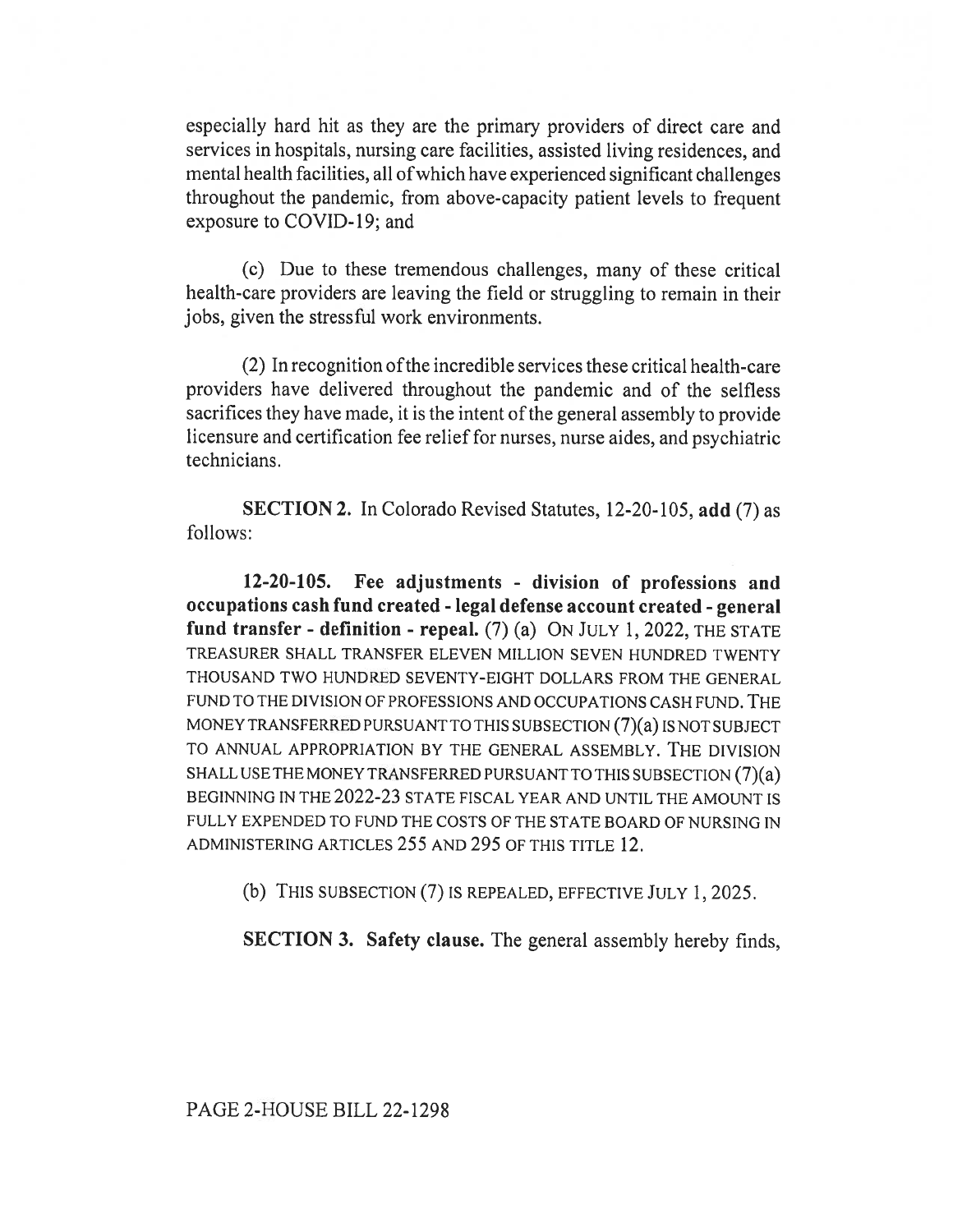especially hard hit as they are the primary providers of direct care and services in hospitals, nursing care facilities, assisted living residences, and mental health facilities, all of which have experienced significant challenges throughout the pandemic, from above-capacity patient levels to frequent exposure to COVID-19; and

(c) Due to these tremendous challenges, many of these critical health-care providers are leaving the field or struggling to remain in their jobs, given the stressful work environments.

(2) In recognition of the incredible services these critical health-care providers have delivered throughout the pandemic and of the selfless sacrifices they have made, it is the intent of the general assembly to provide licensure and certification fee relief for nurses, nurse aides, and psychiatric technicians.

**SECTION 2.** In Colorado Revised Statutes, 12-20-105, **add** (7) as follows:

**12-20-105. Fee adjustments - division of professions and occupations cash fund created - legal defense account created - general fund transfer - definition - repeal.** (7) (a) ON JULY 1, 2022, THE STATE TREASURER SHALL TRANSFER ELEVEN MILLION SEVEN HUNDRED TWENTY THOUSAND TWO HUNDRED SEVENTY-EIGHT DOLLARS FROM THE GENERAL FUND TO THE DIVISION OF PROFESSIONS AND OCCUPATIONS CASH FUND. THE MONEY TRANSFERRED PURSUANT TO THIS SUBSECTION (7)(a) IS NOT SUBJECT TO ANNUAL APPROPRIATION BY THE GENERAL ASSEMBLY. THE DIVISION SHALL USE THE MONEY TRANSFERRED PURSUANT TO THIS SUBSECTION (7)(a) BEGINNING IN THE 2022-23 STATE FISCAL YEAR AND UNTIL THE AMOUNT IS FULLY EXPENDED TO FUND THE COSTS OF THE STATE BOARD OF NURSING IN ADMINISTERING ARTICLES 255 AND 295 OF THIS TITLE 12.

(b) THIS SUBSECTION (7) IS REPEALED, EFFECTIVE JULY 1, 2025.

**SECTION 3. Safety clause.** The general assembly hereby finds,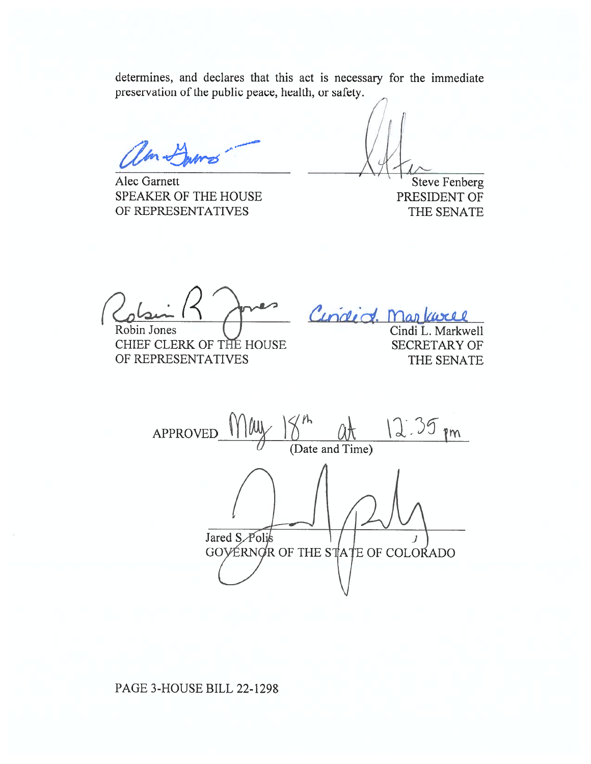determines, and declares that this act is necessary for the immediate preservation of the public peace, health, or safety.

Alec Garnett
SPEAKER OF THE HOUSE
OF REPRESENTATIVES

Steve Fenberg
PRESIDENT OF
THE SENATE

Robin Jones
CHIEF CLERK OF THE HOUSE
OF REPRESENTATIVES

Cindi L. Markwell
SECRETARY OF
THE SENATE

APPROVED May 18th at 12:35 pm
(Date and Time)

Jared S. Polis
GOVERNOR OF THE STATE OF COLORADO

PAGE 3-HOUSE BILL 22-1298